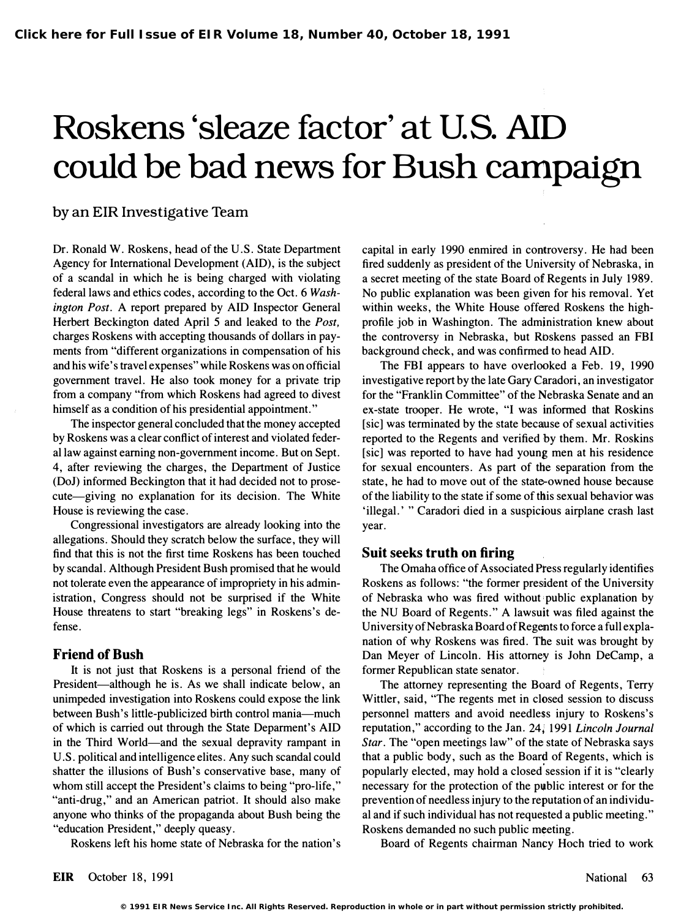# Roskens 'sleaze factor' at U.S. AID could be bad news for Bush campaign

by an EIR Investigative Team

Dr. Ronald W. Roskens, head of the U.S. State Department Agency for International Development (AID), is the subject of a scandal in which he is being charged with violating federal laws and ethics codes, according to the Oct. 6 *Washington Post*. A report prepared by AID Inspector General Herbert Beckington dated April 5 and leaked to the *Post*, charges Roskens with accepting thousands of dollars in payments from "different organizations in compensation of his and his wife's travel expenses" while Roskens was on official government travel. He also took money for a private trip from a company "from which Roskens had agreed to divest himself as a condition of his presidential appointment."

The inspector general concluded that the money accepted by Roskens was a clear conflict of interest and violated federal law against earning non-government income. But on Sept. 4, after reviewing the charges, the Department of Justice (DoJ) informed Beckington that it had decided not to prosecute—giving no explanation for its decision. The White House is reviewing the case.

Congressional investigators are already looking into the allegations. Should they scratch below the surface, they will find that this is not the first time Roskens has been touched by scandal. Although President Bush promised that he would not tolerate even the appearance of impropriety in his administration, Congress should not be surprised if the White House threatens to start "breaking legs" in Roskens's defense.

## Friend of Bush

It is not just that Roskens is a personal friend of the President—although he is. As we shall indicate below, an unimpeded investigation into Roskens could expose the link between Bush's little-publicized birth control mania—much of which is carried out through the State Deparment's AID in the Third World—and the sexual depravity rampant in U.S. political and intelligence elites. Any such scandal could shatter the illusions of Bush's conservative base, many of whom still accept the President's claims to being "pro-life," "anti-drug," and an American patriot. It should also make anyone who thinks of the propaganda about Bush being the "education President," deeply queasy.

Roskens left his home state of Nebraska for the nation's capital in early 1990 enmired in controversy. He had been fired suddenly as president of the University of Nebraska, in a secret meeting of the state Board of Regents in July 1989. No public explanation was been given for his removal. Yet within weeks, the White House offered Roskens the high-profile job in Washington. The administration knew about the controversy in Nebraska, but Roskens passed an FBI background check, and was confirmed to head AID.

The FBI appears to have overlooked a Feb. 19, 1990 investigative report by the late Gary Caradori, an investigator for the "Franklin Committee" of the Nebraska Senate and an ex-state trooper. He wrote, "I was informed that Roskins [sic] was terminated by the state because of sexual activities reported to the Regents and verified by them. Mr. Roskins [sic] was reported to have had young men at his residence for sexual encounters. As part of the separation from the state, he had to move out of the state-owned house because of the liability to the state if some of this sexual behavior was 'illegal.' " Caradori died in a suspicious airplane crash last year.

## Suit seeks truth on firing

The Omaha office of Associated Press regularly identifies Roskens as follows: "the former president of the University of Nebraska who was fired without public explanation by the NU Board of Regents." A lawsuit was filed against the University of Nebraska Board of Regents to force a full explanation of why Roskens was fired. The suit was brought by Dan Meyer of Lincoln. His attorney is John DeCamp, a former Republican state senator.

The attorney representing the Board of Regents, Terry Wittler, said, "The regents met in closed session to discuss personnel matters and avoid needless injury to Roskens's reputation," according to the Jan. 24, 1991 *Lincoln Journal Star*. The "open meetings law" of the state of Nebraska says that a public body, such as the Board of Regents, which is popularly elected, may hold a closed session if it is "clearly necessary for the protection of the public interest or for the prevention of needless injury to the reputation of an individual and if such individual has not requested a public meeting." Roskens demanded no such public meeting.

Board of Regents chairman Nancy Hoch tried to work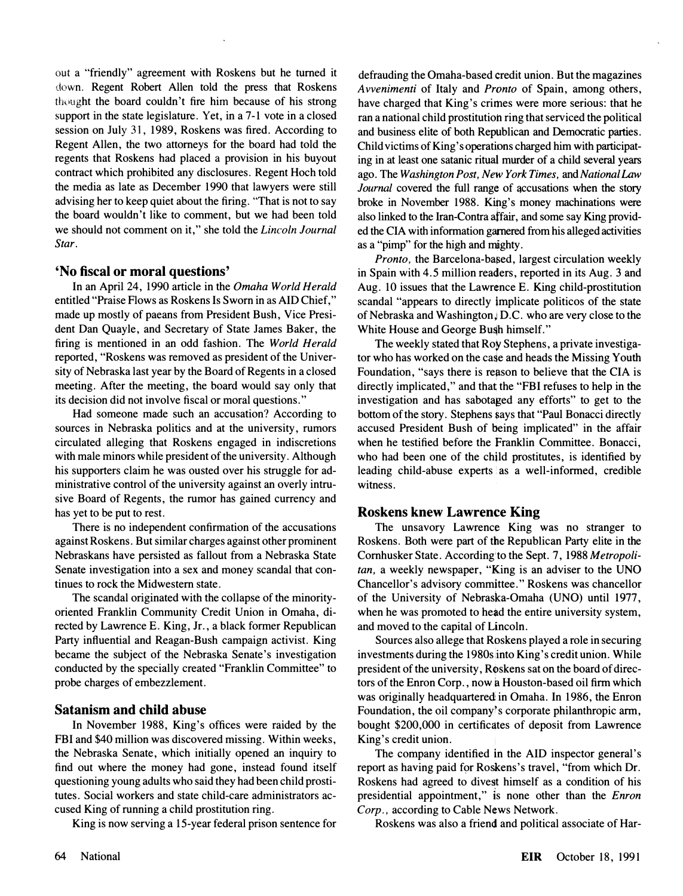out a "friendly" agreement with Roskens but he turned it down. Regent Robert Allen told the press that Roskens thought the board couldn't fire him because of his strong support in the state legislature. Yet, in a 7-1 vote in a closed session on July 31, 1989, Roskens was fired. According to Regent Allen, the two attorneys for the board had told the regents that Roskens had placed a provision in his buyout contract which prohibited any disclosures. Regent Hoch told the media as late as December 1990 that lawyers were still advising her to keep quiet about the firing. "That is not to say the board wouldn't like to comment, but we had been told we should not comment on it," she told the *Lincoln Journal Star*.

## 'No fiscal or moral questions'

In an April 24, 1990 article in the *Omaha World Herald* entitled "Praise Flows as Roskens Is Sworn in as AID Chief," made up mostly of paeans from President Bush, Vice President Dan Quayle, and Secretary of State James Baker, the firing is mentioned in an odd fashion. The *World Herald* reported, "Roskens was removed as president of the University of Nebraska last year by the Board of Regents in a closed meeting. After the meeting, the board would say only that its decision did not involve fiscal or moral questions."

Had someone made such an accusation? According to sources in Nebraska politics and at the university, rumors circulated alleging that Roskens engaged in indiscretions with male minors while president of the university. Although his supporters claim he was ousted over his struggle for administrative control of the university against an overly intrusive Board of Regents, the rumor has gained currency and has yet to be put to rest.

There is no independent confirmation of the accusations against Roskens. But similar charges against other prominent Nebraskans have persisted as fallout from a Nebraska State Senate investigation into a sex and money scandal that continues to rock the Midwestern state.

The scandal originated with the collapse of the minority-oriented Franklin Community Credit Union in Omaha, directed by Lawrence E. King, Jr., a black former Republican Party influential and Reagan-Bush campaign activist. King became the subject of the Nebraska Senate's investigation conducted by the specially created "Franklin Committee" to probe charges of embezzlement.

## Satanism and child abuse

In November 1988, King's offices were raided by the FBI and $40 million was discovered missing. Within weeks, the Nebraska Senate, which initially opened an inquiry to find out where the money had gone, instead found itself questioning young adults who said they had been child prostitutes. Social workers and state child-care administrators accused King of running a child prostitution ring.

King is now serving a 15-year federal prison sentence for defrauding the Omaha-based credit union. But the magazines *Avvenimenti* of Italy and *Pronto* of Spain, among others, have charged that King's crimes were more serious: that he ran a national child prostitution ring that serviced the political and business elite of both Republican and Democratic parties. Child victims of King's operations charged him with participating in at least one satanic ritual murder of a child several years ago. The *Washington Post, New York Times,* and *National Law Journal* covered the full range of accusations when the story broke in November 1988. King's money machinations were also linked to the Iran-Contra affair, and some say King provided the CIA with information garnered from his alleged activities as a "pimp" for the high and mighty.

*Pronto,* the Barcelona-based, largest circulation weekly in Spain with 4.5 million readers, reported in its Aug. 3 and Aug. 10 issues that the Lawrence E. King child-prostitution scandal "appears to directly implicate politicos of the state of Nebraska and Washington, D.C. who are very close to the White House and George Bush himself."

The weekly stated that Roy Stephens, a private investigator who has worked on the case and heads the Missing Youth Foundation, "says there is reason to believe that the CIA is directly implicated," and that the "FBI refuses to help in the investigation and has sabotaged any efforts" to get to the bottom of the story. Stephens says that "Paul Bonacci directly accused President Bush of being implicated" in the affair when he testified before the Franklin Committee. Bonacci, who had been one of the child prostitutes, is identified by leading child-abuse experts as a well-informed, credible witness.

## Roskens knew Lawrence King

The unsavory Lawrence King was no stranger to Roskens. Both were part of the Republican Party elite in the Cornhusker State. According to the Sept. 7, 1988 *Metropolitan,* a weekly newspaper, "King is an adviser to the UNO Chancellor's advisory committee." Roskens was chancellor of the University of Nebraska-Omaha (UNO) until 1977, when he was promoted to head the entire university system, and moved to the capital of Lincoln.

Sources also allege that Roskens played a role in securing investments during the 1980s into King's credit union. While president of the university, Roskens sat on the board of directors of the Enron Corp., now a Houston-based oil firm which was originally headquartered in Omaha. In 1986, the Enron Foundation, the oil company's corporate philanthropic arm, bought $200,000 in certificates of deposit from Lawrence King's credit union.

The company identified in the AID inspector general's report as having paid for Roskens's travel, "from which Dr. Roskens had agreed to divest himself as a condition of his presidential appointment," is none other than the *Enron Corp.,* according to Cable News Network.

Roskens was also a friend and political associate of Har-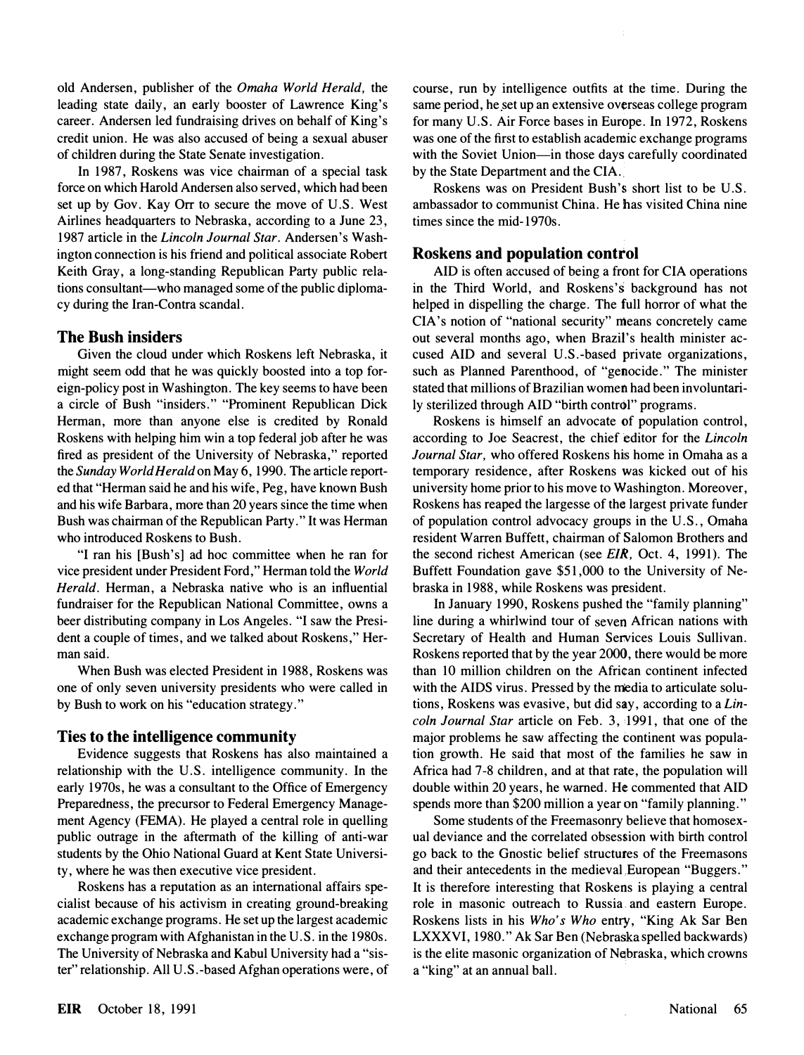old Andersen, publisher of the *Omaha World Herald*, the leading state daily, an early booster of Lawrence King's career. Andersen led fundraising drives on behalf of King's credit union. He was also accused of being a sexual abuser of children during the State Senate investigation.

In 1987, Roskens was vice chairman of a special task force on which Harold Andersen also served, which had been set up by Gov. Kay Orr to secure the move of U.S. West Airlines headquarters to Nebraska, according to a June 23, 1987 article in the *Lincoln Journal Star*. Andersen's Washington connection is his friend and political associate Robert Keith Gray, a long-standing Republican Party public relations consultant—who managed some of the public diplomacy during the Iran-Contra scandal.

## The Bush insiders

Given the cloud under which Roskens left Nebraska, it might seem odd that he was quickly boosted into a top foreign-policy post in Washington. The key seems to have been a circle of Bush "insiders." "Prominent Republican Dick Herman, more than anyone else is credited by Ronald Roskens with helping him win a top federal job after he was fired as president of the University of Nebraska," reported the *Sunday World Herald* on May 6, 1990. The article reported that "Herman said he and his wife, Peg, have known Bush and his wife Barbara, more than 20 years since the time when Bush was chairman of the Republican Party." It was Herman who introduced Roskens to Bush.

"I ran his [Bush's] ad hoc committee when he ran for vice president under President Ford," Herman told the *World Herald*. Herman, a Nebraska native who is an influential fundraiser for the Republican National Committee, owns a beer distributing company in Los Angeles. "I saw the President a couple of times, and we talked about Roskens," Herman said.

When Bush was elected President in 1988, Roskens was one of only seven university presidents who were called in by Bush to work on his "education strategy."

## Ties to the intelligence community

Evidence suggests that Roskens has also maintained a relationship with the U.S. intelligence community. In the early 1970s, he was a consultant to the Office of Emergency Preparedness, the precursor to Federal Emergency Management Agency (FEMA). He played a central role in quelling public outrage in the aftermath of the killing of anti-war students by the Ohio National Guard at Kent State University, where he was then executive vice president.

Roskens has a reputation as an international affairs specialist because of his activism in creating ground-breaking academic exchange programs. He set up the largest academic exchange program with Afghanistan in the U.S. in the 1980s. The University of Nebraska and Kabul University had a "sister" relationship. All U.S.-based Afghan operations were, of course, run by intelligence outfits at the time. During the same period, he set up an extensive overseas college program for many U.S. Air Force bases in Europe. In 1972, Roskens was one of the first to establish academic exchange programs with the Soviet Union—in those days carefully coordinated by the State Department and the CIA.

Roskens was on President Bush's short list to be U.S. ambassador to communist China. He has visited China nine times since the mid-1970s.

## Roskens and population control

AID is often accused of being a front for CIA operations in the Third World, and Roskens's background has not helped in dispelling the charge. The full horror of what the CIA's notion of "national security" means concretely came out several months ago, when Brazil's health minister accused AID and several U.S.-based private organizations, such as Planned Parenthood, of "genocide." The minister stated that millions of Brazilian women had been involuntarily sterilized through AID "birth control" programs.

Roskens is himself an advocate of population control, according to Joe Seacrest, the chief editor for the *Lincoln Journal Star*, who offered Roskens his home in Omaha as a temporary residence, after Roskens was kicked out of his university home prior to his move to Washington. Moreover, Roskens has reaped the largesse of the largest private funder of population control advocacy groups in the U.S., Omaha resident Warren Buffett, chairman of Salomon Brothers and the second richest American (see *EIR*, Oct. 4, 1991). The Buffett Foundation gave $51,000 to the University of Nebraska in 1988, while Roskens was president.

In January 1990, Roskens pushed the "family planning" line during a whirlwind tour of seven African nations with Secretary of Health and Human Services Louis Sullivan. Roskens reported that by the year 2000, there would be more than 10 million children on the African continent infected with the AIDS virus. Pressed by the media to articulate solutions, Roskens was evasive, but did say, according to a *Lincoln Journal Star* article on Feb. 3, 1991, that one of the major problems he saw affecting the continent was population growth. He said that most of the families he saw in Africa had 7-8 children, and at that rate, the population will double within 20 years, he warned. He commented that AID spends more than $200 million a year on "family planning."

Some students of the Freemasonry believe that homosexual deviance and the correlated obsession with birth control go back to the Gnostic belief structures of the Freemasons and their antecedents in the medieval European "Buggers." It is therefore interesting that Roskens is playing a central role in masonic outreach to Russia and eastern Europe. Roskens lists in his *Who's Who* entry, "King Ak Sar Ben LXXXVI, 1980." Ak Sar Ben (Nebraska spelled backwards) is the elite masonic organization of Nebraska, which crowns a "king" at an annual ball.